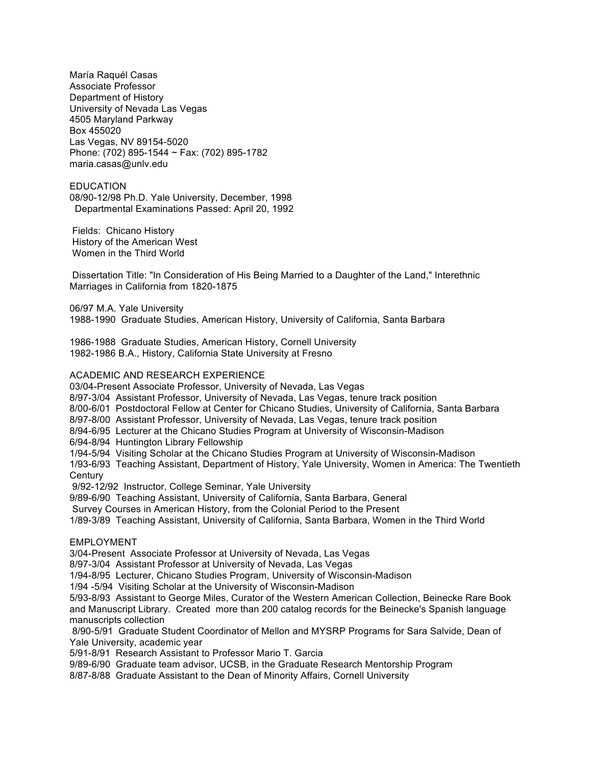María Raquél Casas
Associate Professor
Department of History
University of Nevada Las Vegas
4505 Maryland Parkway
Box 455020
Las Vegas, NV 89154-5020
Phone: (702) 895-1544 ~ Fax: (702) 895-1782
maria.casas@unlv.edu

## EDUCATION

08/90-12/98 Ph.D. Yale University, December, 1998
Departmental Examinations Passed: April 20, 1992

Fields: Chicano History
History of the American West
Women in the Third World

Dissertation Title: "In Consideration of His Being Married to a Daughter of the Land," Interethnic Marriages in California from 1820-1875

06/97 M.A. Yale University
1988-1990 Graduate Studies, American History, University of California, Santa Barbara

1986-1988 Graduate Studies, American History, Cornell University
1982-1986 B.A., History, California State University at Fresno

## ACADEMIC AND RESEARCH EXPERIENCE

03/04-Present Associate Professor, University of Nevada, Las Vegas
8/97-3/04 Assistant Professor, University of Nevada, Las Vegas, tenure track position
8/00-6/01 Postdoctoral Fellow at Center for Chicano Studies, University of California, Santa Barbara
8/97-8/00 Assistant Professor, University of Nevada, Las Vegas, tenure track position
8/94-6/95 Lecturer at the Chicano Studies Program at University of Wisconsin-Madison
6/94-8/94 Huntington Library Fellowship
1/94-5/94 Visiting Scholar at the Chicano Studies Program at University of Wisconsin-Madison
1/93-6/93 Teaching Assistant, Department of History, Yale University, Women in America: The Twentieth Century
9/92-12/92 Instructor, College Seminar, Yale University
9/89-6/90 Teaching Assistant, University of California, Santa Barbara, General Survey Courses in American History, from the Colonial Period to the Present
1/89-3/89 Teaching Assistant, University of California, Santa Barbara, Women in the Third World

## EMPLOYMENT

3/04-Present Associate Professor at University of Nevada, Las Vegas
8/97-3/04 Assistant Professor at University of Nevada, Las Vegas
1/94-8/95 Lecturer, Chicano Studies Program, University of Wisconsin-Madison
1/94 -5/94 Visiting Scholar at the University of Wisconsin-Madison
5/93-8/93 Assistant to George Miles, Curator of the Western American Collection, Beinecke Rare Book and Manuscript Library. Created more than 200 catalog records for the Beinecke's Spanish language manuscripts collection
8/90-5/91 Graduate Student Coordinator of Mellon and MYSRP Programs for Sara Salvide, Dean of Yale University, academic year
5/91-8/91 Research Assistant to Professor Mario T. Garcia
9/89-6/90 Graduate team advisor, UCSB, in the Graduate Research Mentorship Program
8/87-8/88 Graduate Assistant to the Dean of Minority Affairs, Cornell University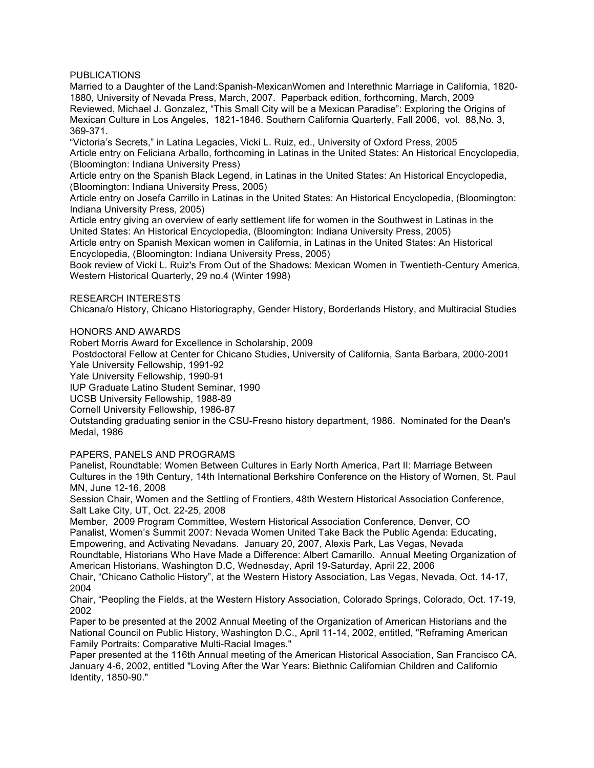## PUBLICATIONS

Married to a Daughter of the Land:Spanish-MexicanWomen and Interethnic Marriage in California, 1820-1880, University of Nevada Press, March, 2007. Paperback edition, forthcoming, March, 2009

Reviewed, Michael J. Gonzalez, “This Small City will be a Mexican Paradise”: Exploring the Origins of Mexican Culture in Los Angeles, 1821-1846. Southern California Quarterly, Fall 2006, vol. 88,No. 3, 369-371.

“Victoria’s Secrets,” in Latina Legacies, Vicki L. Ruiz, ed., University of Oxford Press, 2005

Article entry on Feliciana Arballo, forthcoming in Latinas in the United States: An Historical Encyclopedia, (Bloomington: Indiana University Press)

Article entry on the Spanish Black Legend, in Latinas in the United States: An Historical Encyclopedia, (Bloomington: Indiana University Press, 2005)

Article entry on Josefa Carrillo in Latinas in the United States: An Historical Encyclopedia, (Bloomington: Indiana University Press, 2005)

Article entry giving an overview of early settlement life for women in the Southwest in Latinas in the United States: An Historical Encyclopedia, (Bloomington: Indiana University Press, 2005)

Article entry on Spanish Mexican women in California, in Latinas in the United States: An Historical Encyclopedia, (Bloomington: Indiana University Press, 2005)

Book review of Vicki L. Ruiz's From Out of the Shadows: Mexican Women in Twentieth-Century America, Western Historical Quarterly, 29 no.4 (Winter 1998)

## RESEARCH INTERESTS

Chicana/o History, Chicano Historiography, Gender History, Borderlands History, and Multiracial Studies

## HONORS AND AWARDS

Robert Morris Award for Excellence in Scholarship, 2009

Postdoctoral Fellow at Center for Chicano Studies, University of California, Santa Barbara, 2000-2001

Yale University Fellowship, 1991-92

Yale University Fellowship, 1990-91

IUP Graduate Latino Student Seminar, 1990

UCSB University Fellowship, 1988-89

Cornell University Fellowship, 1986-87

Outstanding graduating senior in the CSU-Fresno history department, 1986. Nominated for the Dean's Medal, 1986

## PAPERS, PANELS AND PROGRAMS

Panelist, Roundtable: Women Between Cultures in Early North America, Part II: Marriage Between Cultures in the 19th Century, 14th International Berkshire Conference on the History of Women, St. Paul MN, June 12-16, 2008

Session Chair, Women and the Settling of Frontiers, 48th Western Historical Association Conference, Salt Lake City, UT, Oct. 22-25, 2008

Member, 2009 Program Committee, Western Historical Association Conference, Denver, CO

Panelist, Women’s Summit 2007: Nevada Women United Take Back the Public Agenda: Educating, Empowering, and Activating Nevadans. January 20, 2007, Alexis Park, Las Vegas, Nevada

Roundtable, Historians Who Have Made a Difference: Albert Camarillo. Annual Meeting Organization of American Historians, Washington D.C, Wednesday, April 19-Saturday, April 22, 2006

Chair, “Chicano Catholic History”, at the Western History Association, Las Vegas, Nevada, Oct. 14-17, 2004

Chair, “Peopling the Fields, at the Western History Association, Colorado Springs, Colorado, Oct. 17-19, 2002

Paper to be presented at the 2002 Annual Meeting of the Organization of American Historians and the National Council on Public History, Washington D.C., April 11-14, 2002, entitled, "Reframing American Family Portraits: Comparative Multi-Racial Images."

Paper presented at the 116th Annual meeting of the American Historical Association, San Francisco CA, January 4-6, 2002, entitled "Loving After the War Years: Biethnic Californian Children and Californio Identity, 1850-90."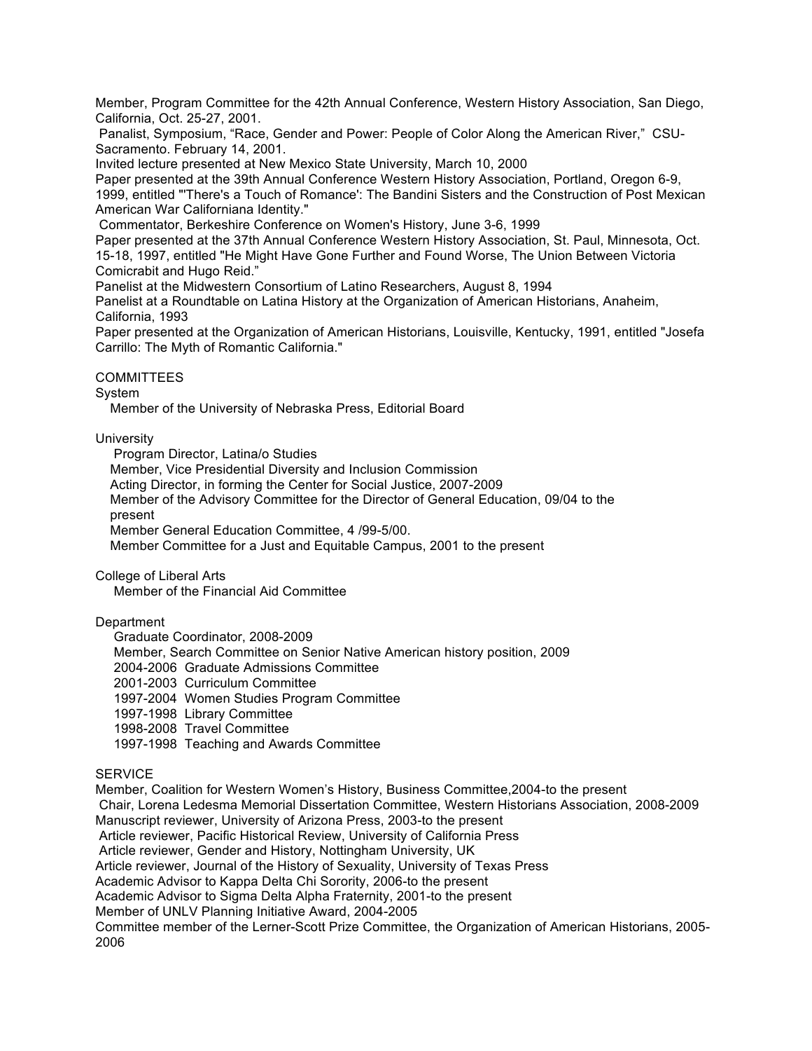Member, Program Committee for the 42th Annual Conference, Western History Association, San Diego, California, Oct. 25-27, 2001.

Panalist, Symposium, "Race, Gender and Power: People of Color Along the American River," CSU-Sacramento. February 14, 2001.

Invited lecture presented at New Mexico State University, March 10, 2000

Paper presented at the 39th Annual Conference Western History Association, Portland, Oregon 6-9, 1999, entitled "'There's a Touch of Romance': The Bandini Sisters and the Construction of Post Mexican American War Californiana Identity."

Commentator, Berkeshire Conference on Women's History, June 3-6, 1999

Paper presented at the 37th Annual Conference Western History Association, St. Paul, Minnesota, Oct. 15-18, 1997, entitled "He Might Have Gone Further and Found Worse, The Union Between Victoria Comicrabit and Hugo Reid."

Panelist at the Midwestern Consortium of Latino Researchers, August 8, 1994

Panelist at a Roundtable on Latina History at the Organization of American Historians, Anaheim, California, 1993

Paper presented at the Organization of American Historians, Louisville, Kentucky, 1991, entitled "Josefa Carrillo: The Myth of Romantic California."

## COMMITTEES

System

- Member of the University of Nebraska Press, Editorial Board

University

- Program Director, Latina/o Studies
- Member, Vice Presidential Diversity and Inclusion Commission
- Acting Director, in forming the Center for Social Justice, 2007-2009
- Member of the Advisory Committee for the Director of General Education, 09/04 to the present
- Member General Education Committee, 4 /99-5/00.
- Member Committee for a Just and Equitable Campus, 2001 to the present

College of Liberal Arts

- Member of the Financial Aid Committee

Department

- Graduate Coordinator, 2008-2009
- Member, Search Committee on Senior Native American history position, 2009
- 2004-2006 Graduate Admissions Committee
- 2001-2003 Curriculum Committee
- 1997-2004 Women Studies Program Committee
- 1997-1998 Library Committee
- 1998-2008 Travel Committee
- 1997-1998 Teaching and Awards Committee

## SERVICE

Member, Coalition for Western Women's History, Business Committee,2004-to the present

Chair, Lorena Ledesma Memorial Dissertation Committee, Western Historians Association, 2008-2009

Manuscript reviewer, University of Arizona Press, 2003-to the present

Article reviewer, Pacific Historical Review, University of California Press

Article reviewer, Gender and History, Nottingham University, UK

Article reviewer, Journal of the History of Sexuality, University of Texas Press

Academic Advisor to Kappa Delta Chi Sorority, 2006-to the present

Academic Advisor to Sigma Delta Alpha Fraternity, 2001-to the present

Member of UNLV Planning Initiative Award, 2004-2005

Committee member of the Lerner-Scott Prize Committee, the Organization of American Historians, 2005-2006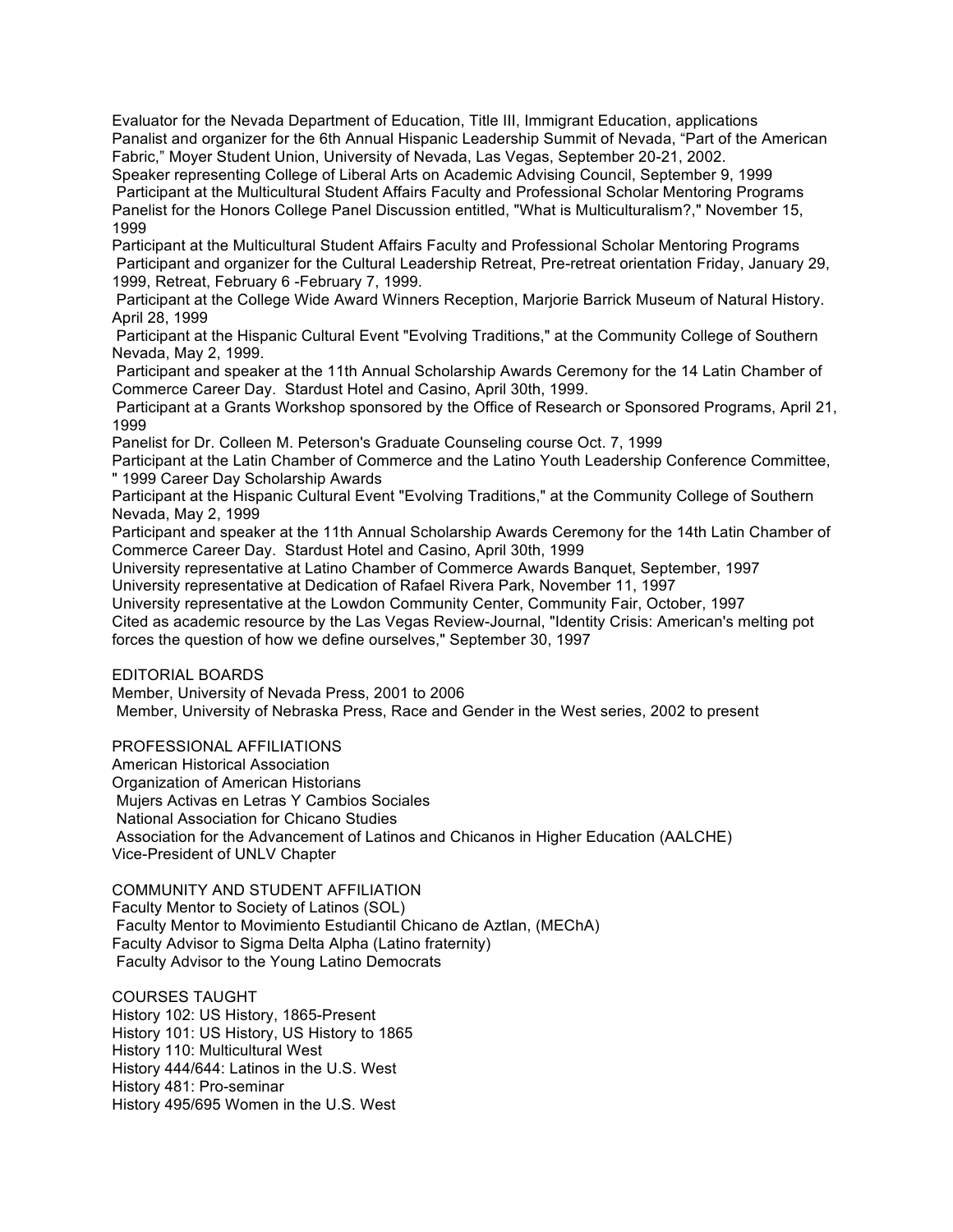Evaluator for the Nevada Department of Education, Title III, Immigrant Education, applications
Panalist and organizer for the 6th Annual Hispanic Leadership Summit of Nevada, "Part of the American Fabric," Moyer Student Union, University of Nevada, Las Vegas, September 20-21, 2002.
Speaker representing College of Liberal Arts on Academic Advising Council, September 9, 1999
Participant at the Multicultural Student Affairs Faculty and Professional Scholar Mentoring Programs
Panelist for the Honors College Panel Discussion entitled, "What is Multiculturalism?," November 15, 1999
Participant at the Multicultural Student Affairs Faculty and Professional Scholar Mentoring Programs
Participant and organizer for the Cultural Leadership Retreat, Pre-retreat orientation Friday, January 29, 1999, Retreat, February 6 -February 7, 1999.
Participant at the College Wide Award Winners Reception, Marjorie Barrick Museum of Natural History. April 28, 1999
Participant at the Hispanic Cultural Event "Evolving Traditions," at the Community College of Southern Nevada, May 2, 1999.
Participant and speaker at the 11th Annual Scholarship Awards Ceremony for the 14 Latin Chamber of Commerce Career Day. Stardust Hotel and Casino, April 30th, 1999.
Participant at a Grants Workshop sponsored by the Office of Research or Sponsored Programs, April 21, 1999
Panelist for Dr. Colleen M. Peterson's Graduate Counseling course Oct. 7, 1999
Participant at the Latin Chamber of Commerce and the Latino Youth Leadership Conference Committee, " 1999 Career Day Scholarship Awards
Participant at the Hispanic Cultural Event "Evolving Traditions," at the Community College of Southern Nevada, May 2, 1999
Participant and speaker at the 11th Annual Scholarship Awards Ceremony for the 14th Latin Chamber of Commerce Career Day. Stardust Hotel and Casino, April 30th, 1999
University representative at Latino Chamber of Commerce Awards Banquet, September, 1997
University representative at Dedication of Rafael Rivera Park, November 11, 1997
University representative at the Lowdon Community Center, Community Fair, October, 1997
Cited as academic resource by the Las Vegas Review-Journal, "Identity Crisis: American's melting pot forces the question of how we define ourselves," September 30, 1997

EDITORIAL BOARDS
Member, University of Nevada Press, 2001 to 2006
Member, University of Nebraska Press, Race and Gender in the West series, 2002 to present

PROFESSIONAL AFFILIATIONS
American Historical Association
Organization of American Historians
Mujers Activas en Letras Y Cambios Sociales
National Association for Chicano Studies
Association for the Advancement of Latinos and Chicanos in Higher Education (AALCHE)
Vice-President of UNLV Chapter

COMMUNITY AND STUDENT AFFILIATION
Faculty Mentor to Society of Latinos (SOL)
Faculty Mentor to Movimiento Estudiantil Chicano de Aztlan, (MEChA)
Faculty Advisor to Sigma Delta Alpha (Latino fraternity)
Faculty Advisor to the Young Latino Democrats

COURSES TAUGHT
History 102: US History, 1865-Present
History 101: US History, US History to 1865
History 110: Multicultural West
History 444/644: Latinos in the U.S. West
History 481: Pro-seminar
History 495/695 Women in the U.S. West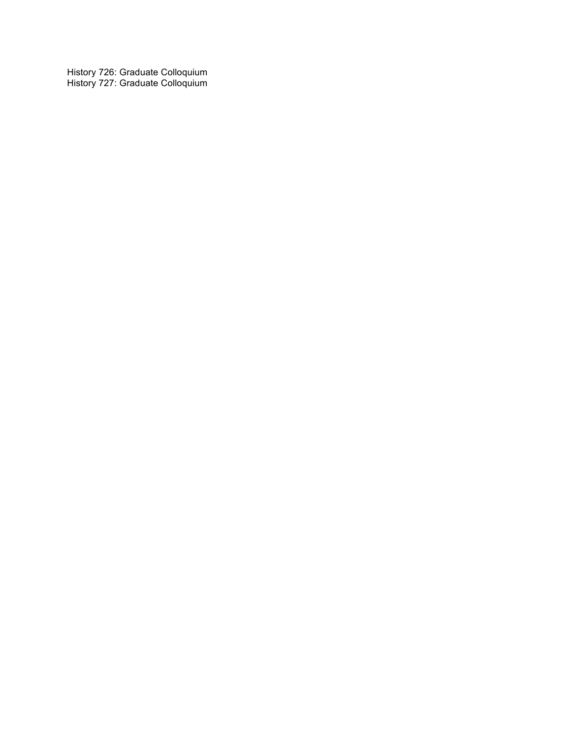History 726: Graduate Colloquium
History 727: Graduate Colloquium